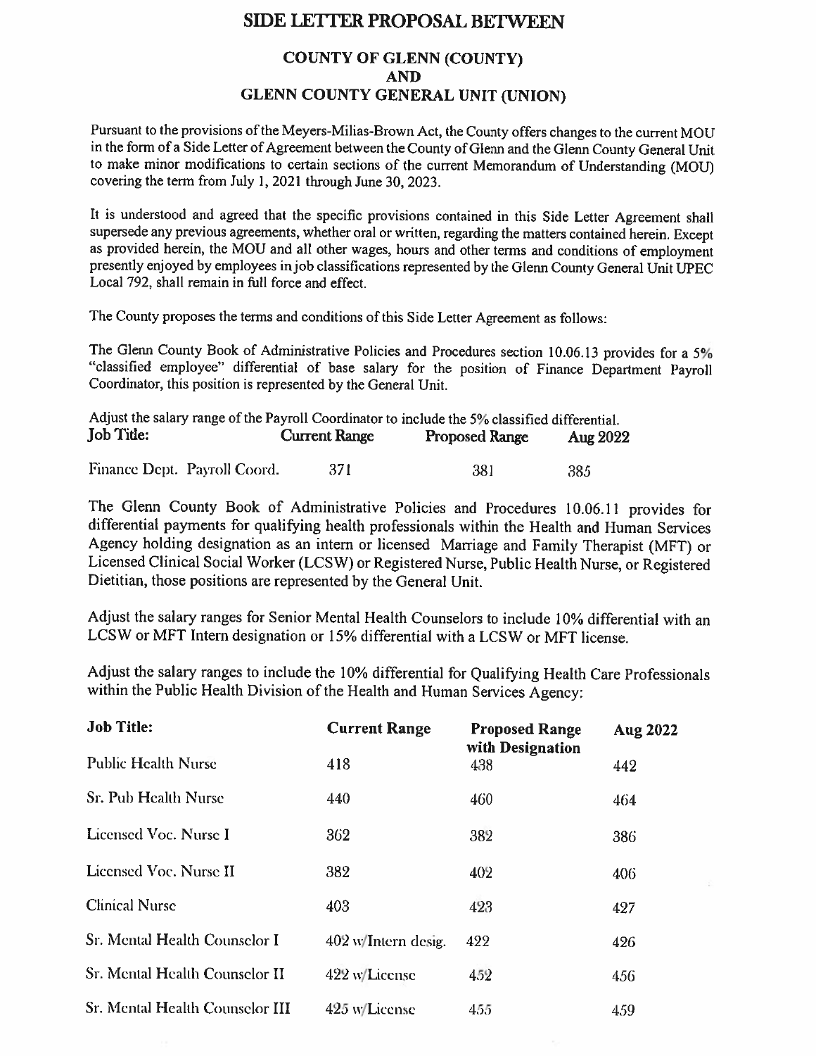# SIDE LETTER PROPOSAL BETWEEN

## COUNTY OF GLENN (COUNTY)
## AND
## GLENN COUNTY GENERAL UNIT (UNION)

Pursuant to the provisions of the Meyers-Milias-Brown Act, the County offers changes to the current MOU in the form of a Side Letter of Agreement between the County of Glenn and the Glenn County General Unit to make minor modifications to certain sections of the current Memorandum of Understanding (MOU) covering the term from July 1, 2021 through June 30, 2023.

It is understood and agreed that the specific provisions contained in this Side Letter Agreement shall supersede any previous agreements, whether oral or written, regarding the matters contained herein. Except as provided herein, the MOU and all other wages, hours and other terms and conditions of employment presently enjoyed by employees in job classifications represented by the Glenn County General Unit UPEC Local 792, shall remain in full force and effect.

The County proposes the terms and conditions of this Side Letter Agreement as follows:

The Glenn County Book of Administrative Policies and Procedures section 10.06.13 provides for a 5% "classified employee" differential of base salary for the position of Finance Department Payroll Coordinator, this position is represented by the General Unit.

Adjust the salary range of the Payroll Coordinator to include the 5% classified differential.

| Job Title: | Current Range | Proposed Range | Aug 2022 |
|---|---|---|---|
| Finance Dept. Payroll Coord. | 371 | 381 | 385 |

The Glenn County Book of Administrative Policies and Procedures 10.06.11 provides for differential payments for qualifying health professionals within the Health and Human Services Agency holding designation as an intern or licensed Marriage and Family Therapist (MFT) or Licensed Clinical Social Worker (LCSW) or Registered Nurse, Public Health Nurse, or Registered Dietitian, those positions are represented by the General Unit.

Adjust the salary ranges for Senior Mental Health Counselors to include 10% differential with an LCSW or MFT Intern designation or 15% differential with a LCSW or MFT license.

Adjust the salary ranges to include the 10% differential for Qualifying Health Care Professionals within the Public Health Division of the Health and Human Services Agency:

| Job Title: | Current Range | Proposed Range with Designation | Aug 2022 |
|---|---|---|---|
| Public Health Nurse | 418 | 438 | 442 |
| Sr. Pub Health Nurse | 440 | 460 | 464 |
| Licensed Voc. Nurse I | 362 | 382 | 386 |
| Licensed Voc. Nurse II | 382 | 402 | 406 |
| Clinical Nurse | 403 | 423 | 427 |
| Sr. Mental Health Counselor I | 402 w/Intern desig. | 422 | 426 |
| Sr. Mental Health Counselor II | 422 w/License | 452 | 456 |
| Sr. Mental Health Counselor III | 425 w/License | 455 | 459 |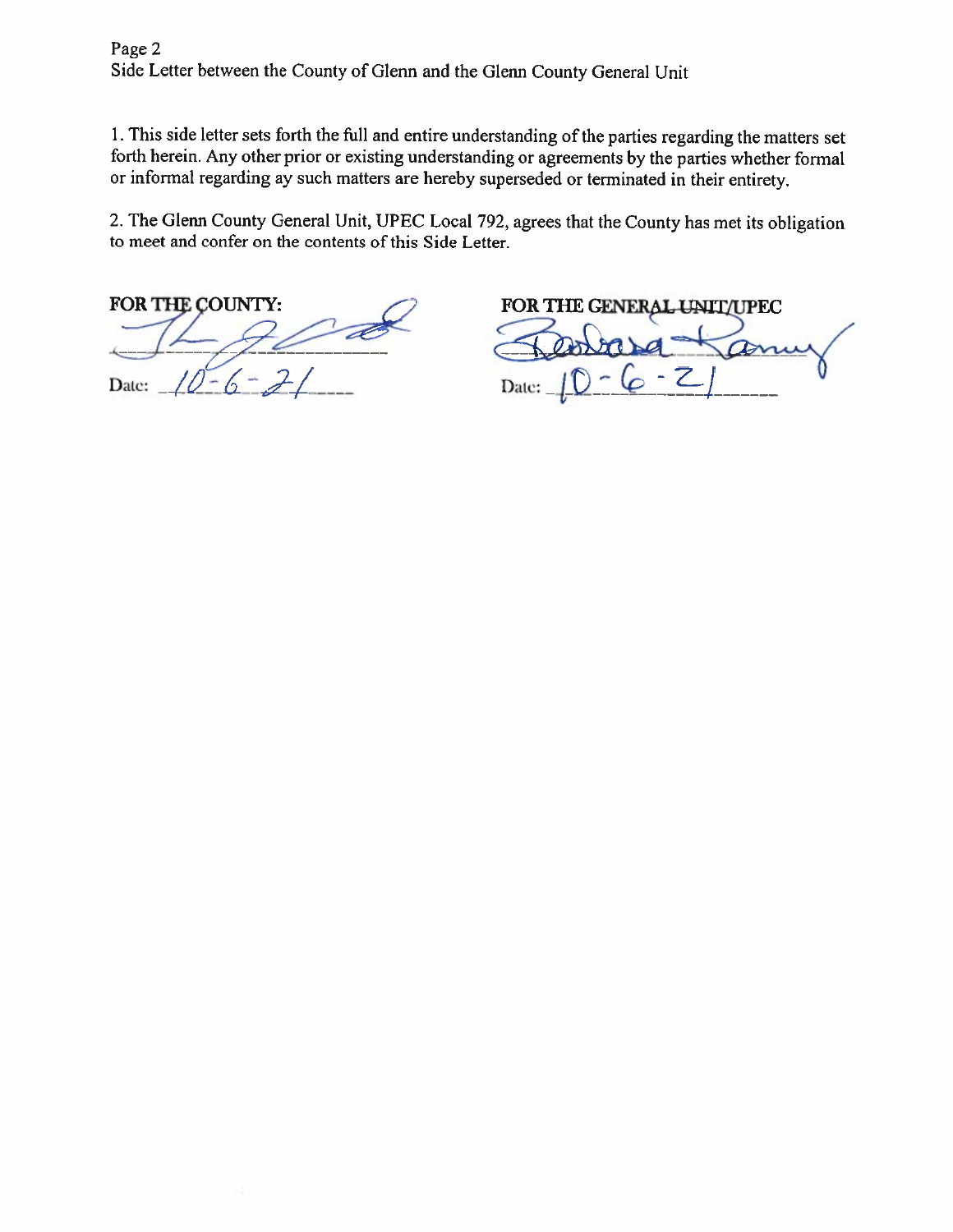1. This side letter sets forth the full and entire understanding of the parties regarding the matters set forth herein. Any other prior or existing understanding or agreements by the parties whether formal or informal regarding ay such matters are hereby superseded or terminated in their entirety.

2. The Glenn County General Unit, UPEC Local 792, agrees that the County has met its obligation to meet and confer on the contents of this Side Letter.

**FOR THE COUNTY:**

Date: 10-6-21

**FOR THE GENERAL UNIT/UPEC**

Barbara Ramey

Date: 10-6-21